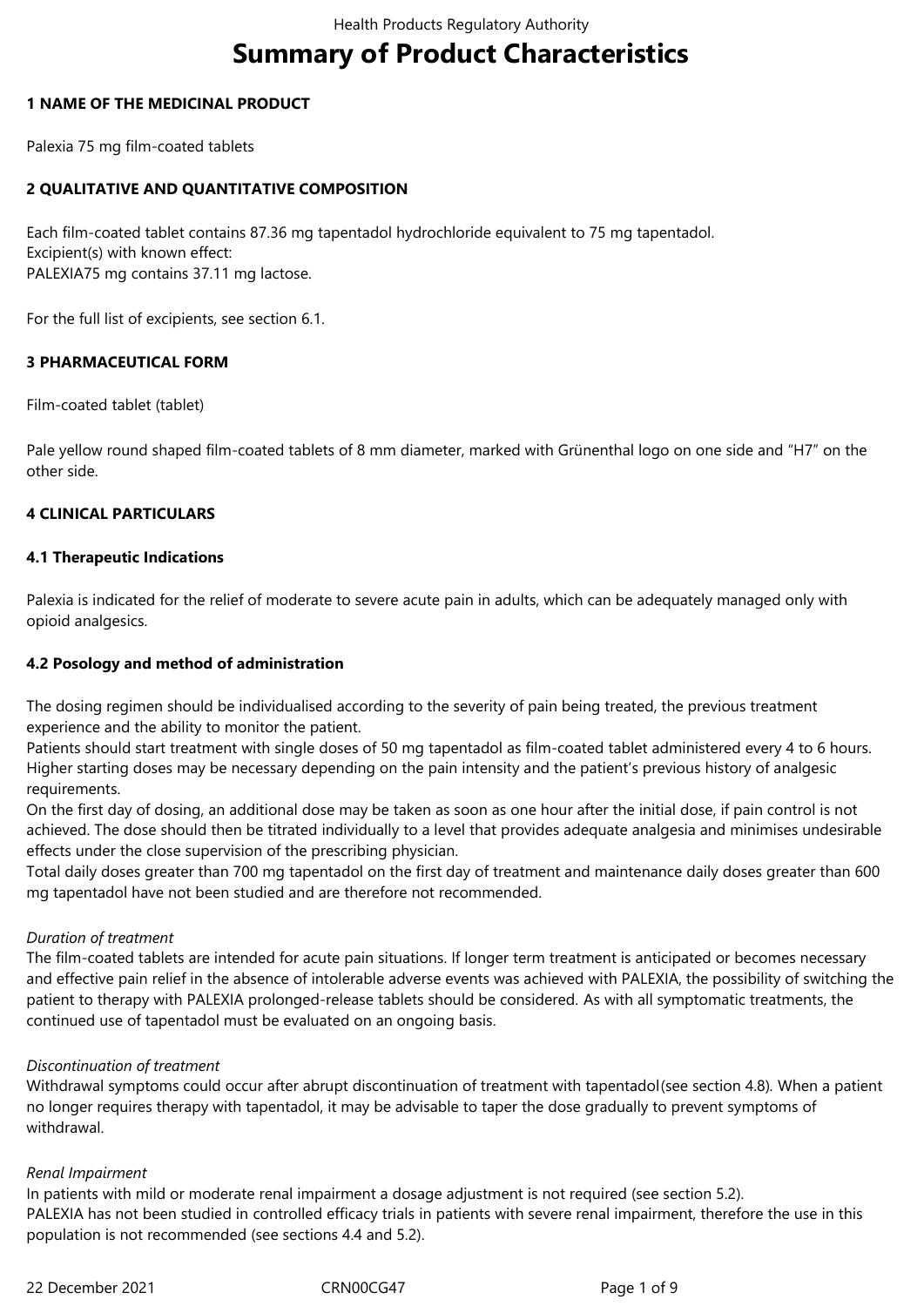# Summary of Product Characteristics

## 1 NAME OF THE MEDICINAL PRODUCT

Palexia 75 mg film-coated tablets

## 2 QUALITATIVE AND QUANTITATIVE COMPOSITION

Each film-coated tablet contains 87.36 mg tapentadol hydrochloride equivalent to 75 mg tapentadol.
Excipient(s) with known effect:
PALEXIA75 mg contains 37.11 mg lactose.

For the full list of excipients, see section 6.1.

## 3 PHARMACEUTICAL FORM

Film-coated tablet (tablet)

Pale yellow round shaped film-coated tablets of 8 mm diameter, marked with Grünenthal logo on one side and "H7" on the other side.

## 4 CLINICAL PARTICULARS

### 4.1 Therapeutic Indications

Palexia is indicated for the relief of moderate to severe acute pain in adults, which can be adequately managed only with opioid analgesics.

### 4.2 Posology and method of administration

The dosing regimen should be individualised according to the severity of pain being treated, the previous treatment experience and the ability to monitor the patient.
Patients should start treatment with single doses of 50 mg tapentadol as film-coated tablet administered every 4 to 6 hours. Higher starting doses may be necessary depending on the pain intensity and the patient's previous history of analgesic requirements.
On the first day of dosing, an additional dose may be taken as soon as one hour after the initial dose, if pain control is not achieved. The dose should then be titrated individually to a level that provides adequate analgesia and minimises undesirable effects under the close supervision of the prescribing physician.
Total daily doses greater than 700 mg tapentadol on the first day of treatment and maintenance daily doses greater than 600 mg tapentadol have not been studied and are therefore not recommended.

*Duration of treatment*
The film-coated tablets are intended for acute pain situations. If longer term treatment is anticipated or becomes necessary and effective pain relief in the absence of intolerable adverse events was achieved with PALEXIA, the possibility of switching the patient to therapy with PALEXIA prolonged-release tablets should be considered. As with all symptomatic treatments, the continued use of tapentadol must be evaluated on an ongoing basis.

*Discontinuation of treatment*
Withdrawal symptoms could occur after abrupt discontinuation of treatment with tapentadol(see section 4.8). When a patient no longer requires therapy with tapentadol, it may be advisable to taper the dose gradually to prevent symptoms of withdrawal.

*Renal Impairment*
In patients with mild or moderate renal impairment a dosage adjustment is not required (see section 5.2).
PALEXIA has not been studied in controlled efficacy trials in patients with severe renal impairment, therefore the use in this population is not recommended (see sections 4.4 and 5.2).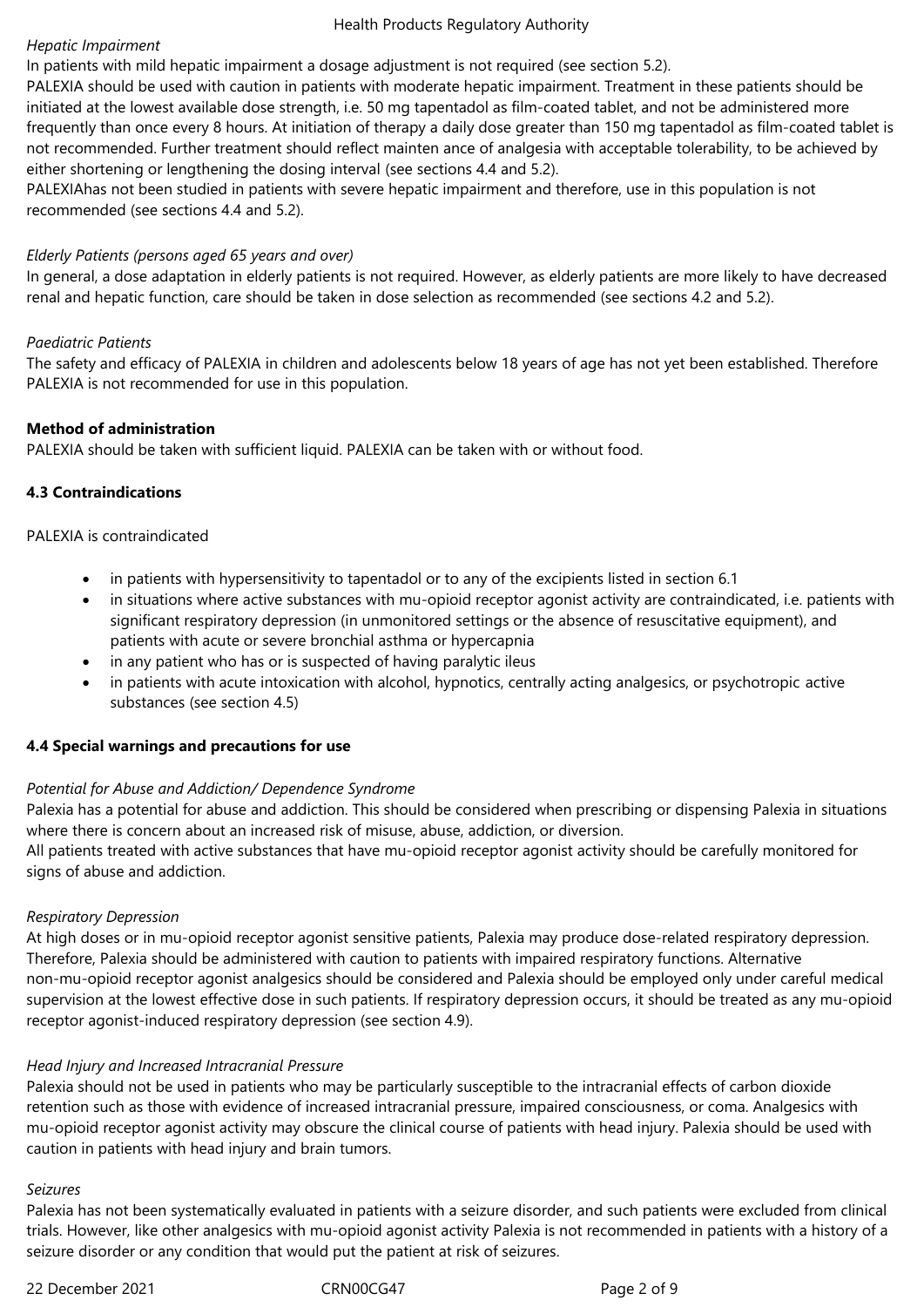*Hepatic Impairment*

In patients with mild hepatic impairment a dosage adjustment is not required (see section 5.2).

PALEXIA should be used with caution in patients with moderate hepatic impairment. Treatment in these patients should be initiated at the lowest available dose strength, i.e. 50 mg tapentadol as film-coated tablet, and not be administered more frequently than once every 8 hours. At initiation of therapy a daily dose greater than 150 mg tapentadol as film-coated tablet is not recommended. Further treatment should reflect mainten ance of analgesia with acceptable tolerability, to be achieved by either shortening or lengthening the dosing interval (see sections 4.4 and 5.2).

PALEXIAhas not been studied in patients with severe hepatic impairment and therefore, use in this population is not recommended (see sections 4.4 and 5.2).

*Elderly Patients (persons aged 65 years and over)*

In general, a dose adaptation in elderly patients is not required. However, as elderly patients are more likely to have decreased renal and hepatic function, care should be taken in dose selection as recommended (see sections 4.2 and 5.2).

*Paediatric Patients*

The safety and efficacy of PALEXIA in children and adolescents below 18 years of age has not yet been established. Therefore PALEXIA is not recommended for use in this population.

**Method of administration**

PALEXIA should be taken with sufficient liquid. PALEXIA can be taken with or without food.

### 4.3 Contraindications

PALEXIA is contraindicated

- in patients with hypersensitivity to tapentadol or to any of the excipients listed in section 6.1
- in situations where active substances with mu-opioid receptor agonist activity are contraindicated, i.e. patients with significant respiratory depression (in unmonitored settings or the absence of resuscitative equipment), and patients with acute or severe bronchial asthma or hypercapnia
- in any patient who has or is suspected of having paralytic ileus
- in patients with acute intoxication with alcohol, hypnotics, centrally acting analgesics, or psychotropic active substances (see section 4.5)

### 4.4 Special warnings and precautions for use

*Potential for Abuse and Addiction/ Dependence Syndrome*

Palexia has a potential for abuse and addiction. This should be considered when prescribing or dispensing Palexia in situations where there is concern about an increased risk of misuse, abuse, addiction, or diversion.

All patients treated with active substances that have mu-opioid receptor agonist activity should be carefully monitored for signs of abuse and addiction.

*Respiratory Depression*

At high doses or in mu-opioid receptor agonist sensitive patients, Palexia may produce dose-related respiratory depression. Therefore, Palexia should be administered with caution to patients with impaired respiratory functions. Alternative non-mu-opioid receptor agonist analgesics should be considered and Palexia should be employed only under careful medical supervision at the lowest effective dose in such patients. If respiratory depression occurs, it should be treated as any mu-opioid receptor agonist-induced respiratory depression (see section 4.9).

*Head Injury and Increased Intracranial Pressure*

Palexia should not be used in patients who may be particularly susceptible to the intracranial effects of carbon dioxide retention such as those with evidence of increased intracranial pressure, impaired consciousness, or coma. Analgesics with mu-opioid receptor agonist activity may obscure the clinical course of patients with head injury. Palexia should be used with caution in patients with head injury and brain tumors.

*Seizures*

Palexia has not been systematically evaluated in patients with a seizure disorder, and such patients were excluded from clinical trials. However, like other analgesics with mu-opioid agonist activity Palexia is not recommended in patients with a history of a seizure disorder or any condition that would put the patient at risk of seizures.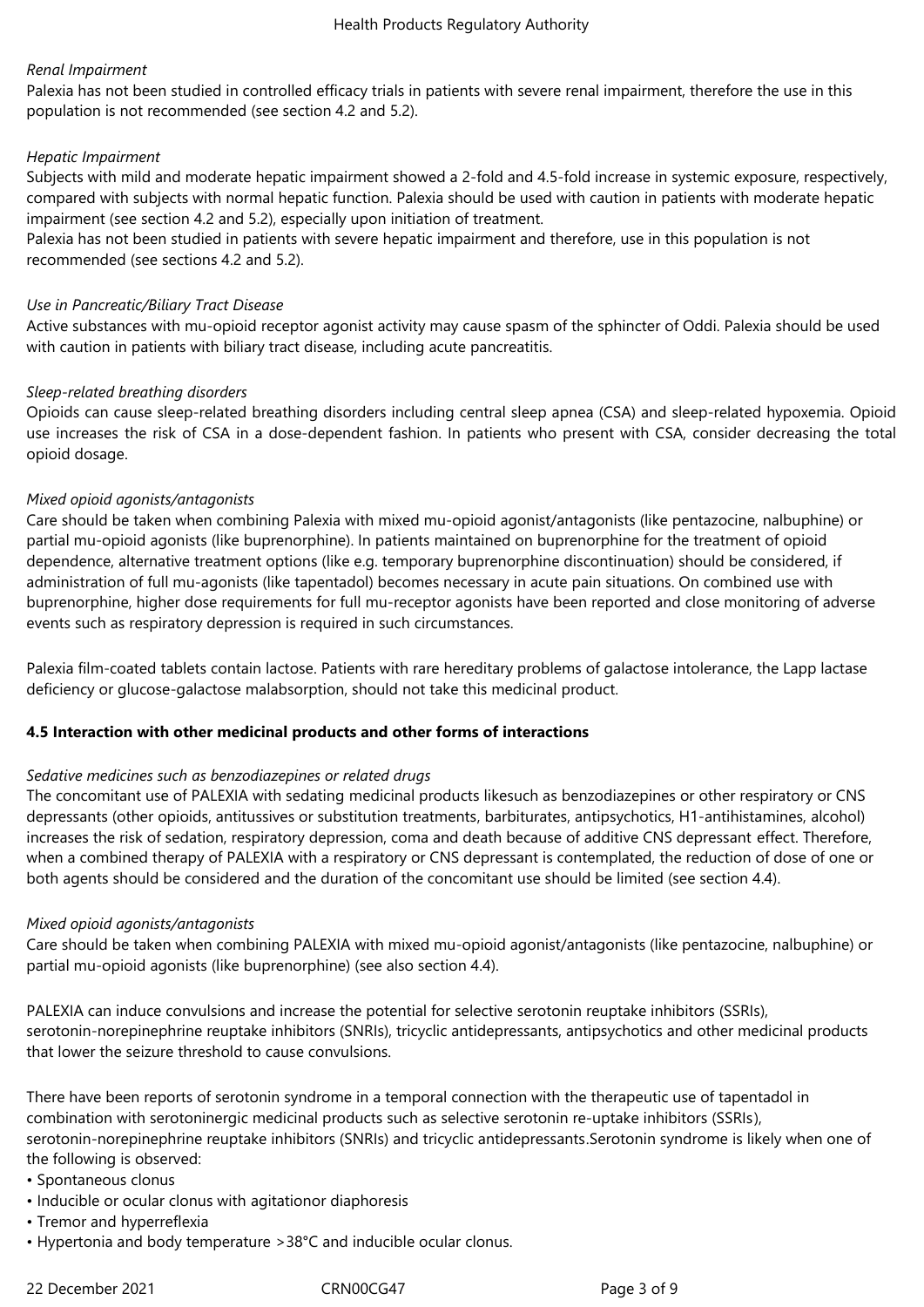*Renal Impairment*

Palexia has not been studied in controlled efficacy trials in patients with severe renal impairment, therefore the use in this population is not recommended (see section 4.2 and 5.2).

*Hepatic Impairment*

Subjects with mild and moderate hepatic impairment showed a 2-fold and 4.5-fold increase in systemic exposure, respectively, compared with subjects with normal hepatic function. Palexia should be used with caution in patients with moderate hepatic impairment (see section 4.2 and 5.2), especially upon initiation of treatment.

Palexia has not been studied in patients with severe hepatic impairment and therefore, use in this population is not recommended (see sections 4.2 and 5.2).

*Use in Pancreatic/Biliary Tract Disease*

Active substances with mu-opioid receptor agonist activity may cause spasm of the sphincter of Oddi. Palexia should be used with caution in patients with biliary tract disease, including acute pancreatitis.

*Sleep-related breathing disorders*

Opioids can cause sleep-related breathing disorders including central sleep apnea (CSA) and sleep-related hypoxemia. Opioid use increases the risk of CSA in a dose-dependent fashion. In patients who present with CSA, consider decreasing the total opioid dosage.

*Mixed opioid agonists/antagonists*

Care should be taken when combining Palexia with mixed mu-opioid agonist/antagonists (like pentazocine, nalbuphine) or partial mu-opioid agonists (like buprenorphine). In patients maintained on buprenorphine for the treatment of opioid dependence, alternative treatment options (like e.g. temporary buprenorphine discontinuation) should be considered, if administration of full mu-agonists (like tapentadol) becomes necessary in acute pain situations. On combined use with buprenorphine, higher dose requirements for full mu-receptor agonists have been reported and close monitoring of adverse events such as respiratory depression is required in such circumstances.

Palexia film-coated tablets contain lactose. Patients with rare hereditary problems of galactose intolerance, the Lapp lactase deficiency or glucose-galactose malabsorption, should not take this medicinal product.

**4.5 Interaction with other medicinal products and other forms of interactions**

*Sedative medicines such as benzodiazepines or related drugs*

The concomitant use of PALEXIA with sedating medicinal products likesuch as benzodiazepines or other respiratory or CNS depressants (other opioids, antitussives or substitution treatments, barbiturates, antipsychotics, H1-antihistamines, alcohol) increases the risk of sedation, respiratory depression, coma and death because of additive CNS depressant effect. Therefore, when a combined therapy of PALEXIA with a respiratory or CNS depressant is contemplated, the reduction of dose of one or both agents should be considered and the duration of the concomitant use should be limited (see section 4.4).

*Mixed opioid agonists/antagonists*

Care should be taken when combining PALEXIA with mixed mu-opioid agonist/antagonists (like pentazocine, nalbuphine) or partial mu-opioid agonists (like buprenorphine) (see also section 4.4).

PALEXIA can induce convulsions and increase the potential for selective serotonin reuptake inhibitors (SSRIs), serotonin-norepinephrine reuptake inhibitors (SNRIs), tricyclic antidepressants, antipsychotics and other medicinal products that lower the seizure threshold to cause convulsions.

There have been reports of serotonin syndrome in a temporal connection with the therapeutic use of tapentadol in combination with serotoninergic medicinal products such as selective serotonin re-uptake inhibitors (SSRIs), serotonin-norepinephrine reuptake inhibitors (SNRIs) and tricyclic antidepressants.Serotonin syndrome is likely when one of the following is observed:

- Spontaneous clonus
- Inducible or ocular clonus with agitationor diaphoresis
- Tremor and hyperreflexia
- Hypertonia and body temperature >38°C and inducible ocular clonus.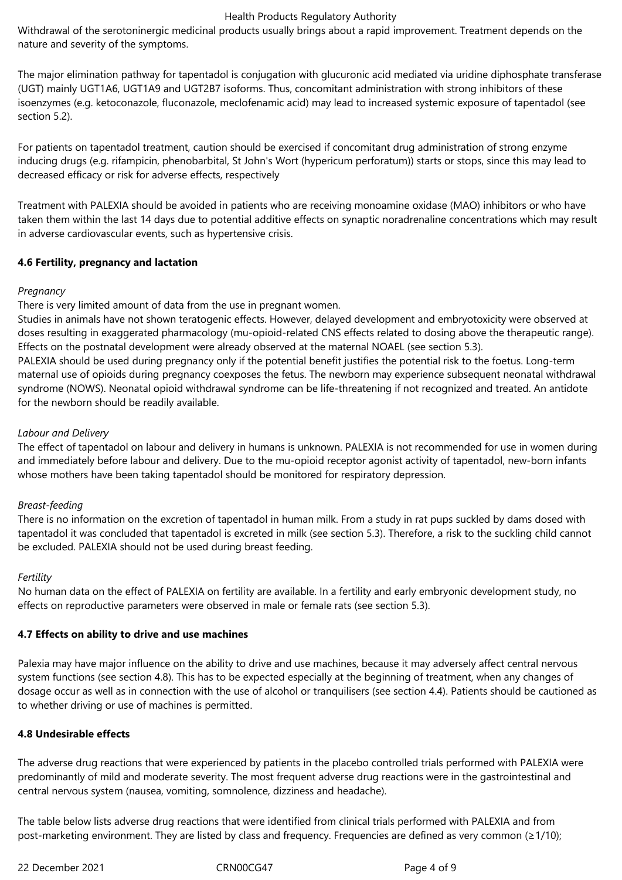Withdrawal of the serotoninergic medicinal products usually brings about a rapid improvement. Treatment depends on the nature and severity of the symptoms.

The major elimination pathway for tapentadol is conjugation with glucuronic acid mediated via uridine diphosphate transferase (UGT) mainly UGT1A6, UGT1A9 and UGT2B7 isoforms. Thus, concomitant administration with strong inhibitors of these isoenzymes (e.g. ketoconazole, fluconazole, meclofenamic acid) may lead to increased systemic exposure of tapentadol (see section 5.2).

For patients on tapentadol treatment, caution should be exercised if concomitant drug administration of strong enzyme inducing drugs (e.g. rifampicin, phenobarbital, St John's Wort (hypericum perforatum)) starts or stops, since this may lead to decreased efficacy or risk for adverse effects, respectively

Treatment with PALEXIA should be avoided in patients who are receiving monoamine oxidase (MAO) inhibitors or who have taken them within the last 14 days due to potential additive effects on synaptic noradrenaline concentrations which may result in adverse cardiovascular events, such as hypertensive crisis.

**4.6 Fertility, pregnancy and lactation**

*Pregnancy*

There is very limited amount of data from the use in pregnant women.

Studies in animals have not shown teratogenic effects. However, delayed development and embryotoxicity were observed at doses resulting in exaggerated pharmacology (mu-opioid-related CNS effects related to dosing above the therapeutic range). Effects on the postnatal development were already observed at the maternal NOAEL (see section 5.3).

PALEXIA should be used during pregnancy only if the potential benefit justifies the potential risk to the foetus. Long-term maternal use of opioids during pregnancy coexposes the fetus. The newborn may experience subsequent neonatal withdrawal syndrome (NOWS). Neonatal opioid withdrawal syndrome can be life-threatening if not recognized and treated. An antidote for the newborn should be readily available.

*Labour and Delivery*

The effect of tapentadol on labour and delivery in humans is unknown. PALEXIA is not recommended for use in women during and immediately before labour and delivery. Due to the mu-opioid receptor agonist activity of tapentadol, new-born infants whose mothers have been taking tapentadol should be monitored for respiratory depression.

*Breast-feeding*

There is no information on the excretion of tapentadol in human milk. From a study in rat pups suckled by dams dosed with tapentadol it was concluded that tapentadol is excreted in milk (see section 5.3). Therefore, a risk to the suckling child cannot be excluded. PALEXIA should not be used during breast feeding.

*Fertility*

No human data on the effect of PALEXIA on fertility are available. In a fertility and early embryonic development study, no effects on reproductive parameters were observed in male or female rats (see section 5.3).

**4.7 Effects on ability to drive and use machines**

Palexia may have major influence on the ability to drive and use machines, because it may adversely affect central nervous system functions (see section 4.8). This has to be expected especially at the beginning of treatment, when any changes of dosage occur as well as in connection with the use of alcohol or tranquilisers (see section 4.4). Patients should be cautioned as to whether driving or use of machines is permitted.

**4.8 Undesirable effects**

The adverse drug reactions that were experienced by patients in the placebo controlled trials performed with PALEXIA were predominantly of mild and moderate severity. The most frequent adverse drug reactions were in the gastrointestinal and central nervous system (nausea, vomiting, somnolence, dizziness and headache).

The table below lists adverse drug reactions that were identified from clinical trials performed with PALEXIA and from post-marketing environment. They are listed by class and frequency. Frequencies are defined as very common ($\geq 1/10$);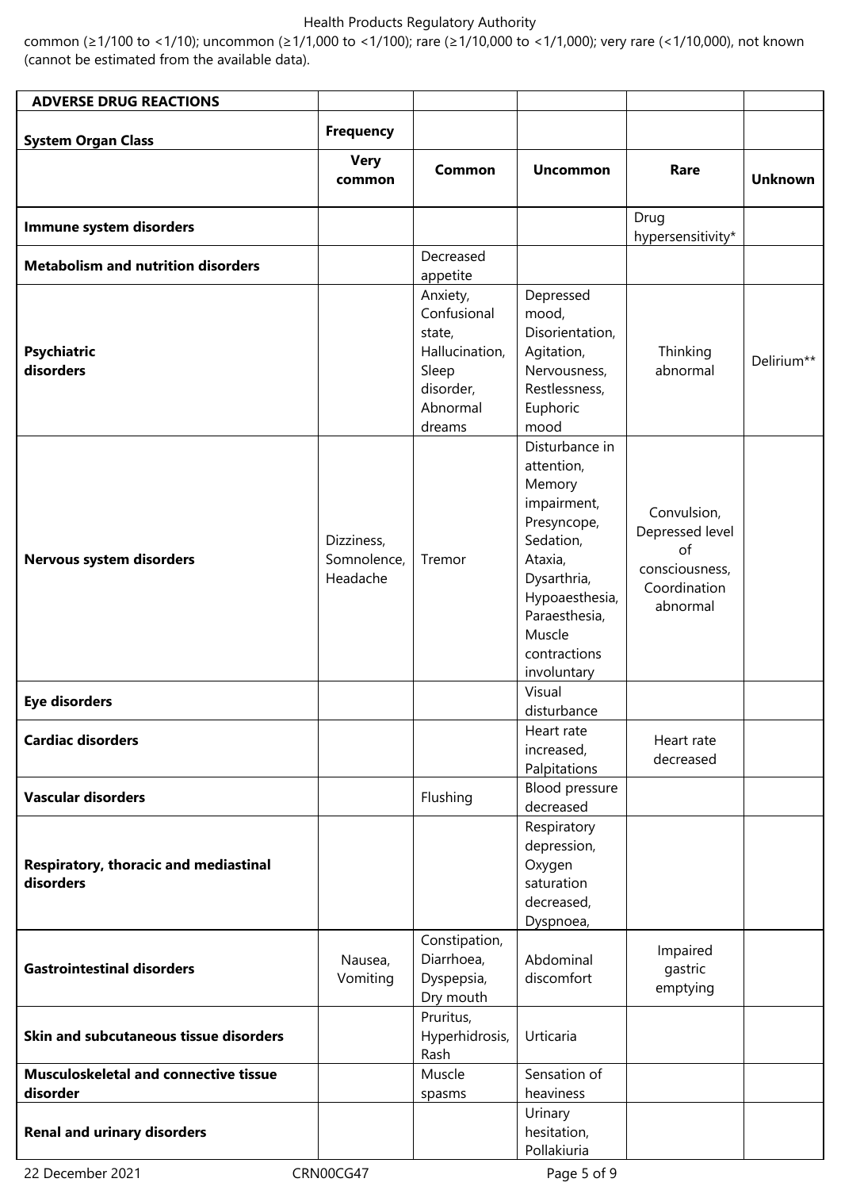common (≥1/100 to <1/10); uncommon (≥1/1,000 to <1/100); rare (≥1/10,000 to <1/1,000); very rare (<1/10,000), not known (cannot be estimated from the available data).

| **ADVERSE DRUG REACTIONS** | | | | | |
|---|---|---|---|---|---|
| **System Organ Class** | **Frequency** | | | | |
| | **Very common** | **Common** | **Uncommon** | **Rare** | **Unknown** |
| **Immune system disorders** | | | | Drug hypersensitivity* | |
| **Metabolism and nutrition disorders** | | Decreased appetite | | | |
| **Psychiatric disorders** | | Anxiety, Confusional state, Hallucination, Sleep disorder, Abnormal dreams | Depressed mood, Disorientation, Agitation, Nervousness, Restlessness, Euphoric mood | Thinking abnormal | Delirium** |
| **Nervous system disorders** | Dizziness, Somnolence, Headache | Tremor | Disturbance in attention, Memory impairment, Presyncope, Sedation, Ataxia, Dysarthria, Hypoaesthesia, Paraesthesia, Muscle contractions involuntary | Convulsion, Depressed level of consciousness, Coordination abnormal | |
| **Eye disorders** | | | Visual disturbance | | |
| **Cardiac disorders** | | | Heart rate increased, Palpitations | Heart rate decreased | |
| **Vascular disorders** | | Flushing | Blood pressure decreased | | |
| **Respiratory, thoracic and mediastinal disorders** | | | Respiratory depression, Oxygen saturation decreased, Dyspnoea, | | |
| **Gastrointestinal disorders** | Nausea, Vomiting | Constipation, Diarrhoea, Dyspepsia, Dry mouth | Abdominal discomfort | Impaired gastric emptying | |
| **Skin and subcutaneous tissue disorders** | | Pruritus, Hyperhidrosis, Rash | Urticaria | | |
| **Musculoskeletal and connective tissue disorder** | | Muscle spasms | Sensation of heaviness | | |
| **Renal and urinary disorders** | | | Urinary hesitation, Pollakiuria | | |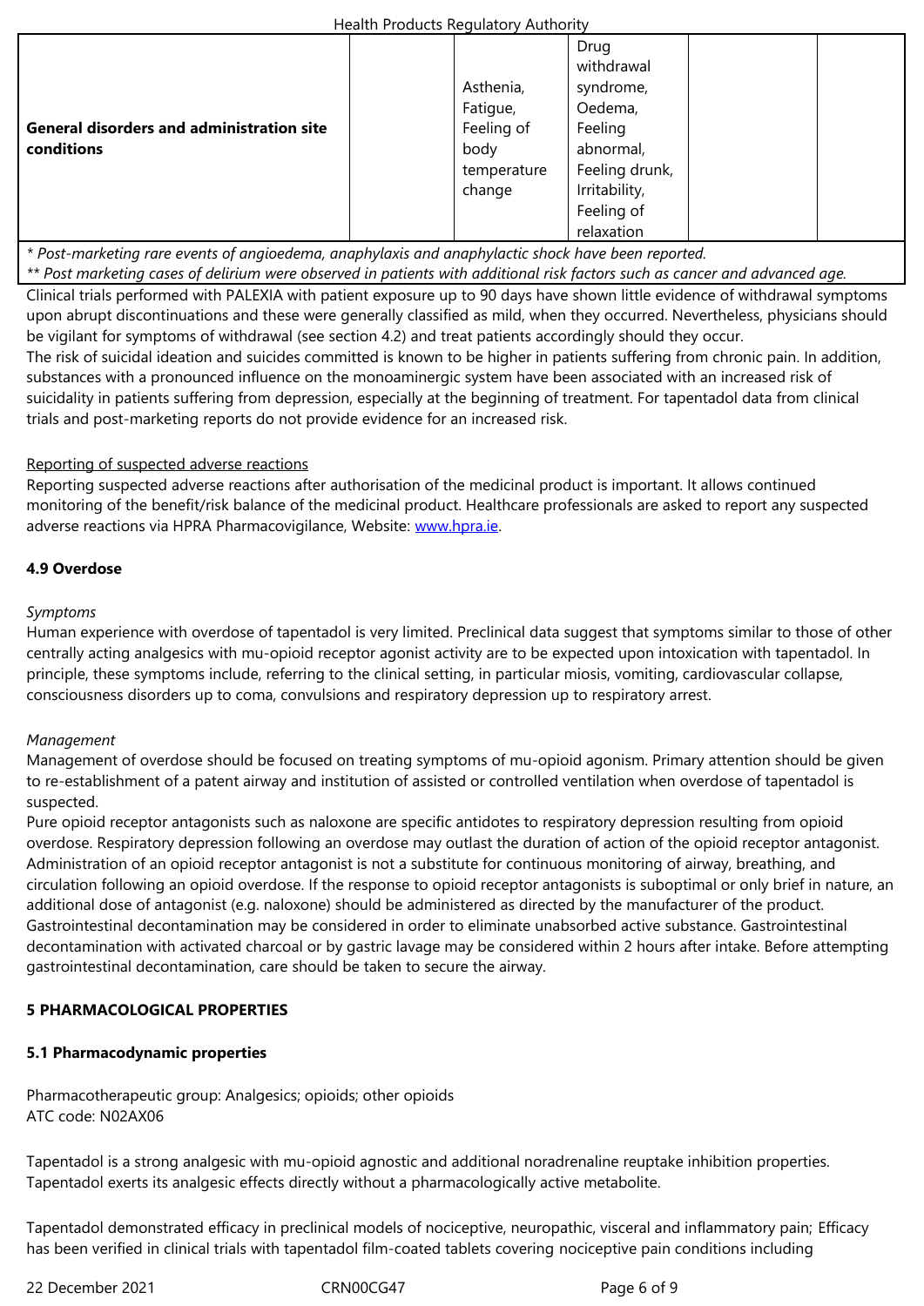| | | | | | |
|---|---|---|---|---|---|
| **General disorders and administration site conditions** | | Asthenia, Fatigue, Feeling of body temperature change | Drug withdrawal syndrome, Oedema, Feeling abnormal, Feeling drunk, Irritability, Feeling of relaxation | | |

*\* Post-marketing rare events of angioedema, anaphylaxis and anaphylactic shock have been reported.*
*\*\* Post marketing cases of delirium were observed in patients with additional risk factors such as cancer and advanced age.*

Clinical trials performed with PALEXIA with patient exposure up to 90 days have shown little evidence of withdrawal symptoms upon abrupt discontinuations and these were generally classified as mild, when they occurred. Nevertheless, physicians should be vigilant for symptoms of withdrawal (see section 4.2) and treat patients accordingly should they occur.
The risk of suicidal ideation and suicides committed is known to be higher in patients suffering from chronic pain. In addition, substances with a pronounced influence on the monoaminergic system have been associated with an increased risk of suicidality in patients suffering from depression, especially at the beginning of treatment. For tapentadol data from clinical trials and post-marketing reports do not provide evidence for an increased risk.

Reporting of suspected adverse reactions
Reporting suspected adverse reactions after authorisation of the medicinal product is important. It allows continued monitoring of the benefit/risk balance of the medicinal product. Healthcare professionals are asked to report any suspected adverse reactions via HPRA Pharmacovigilance, Website: www.hpra.ie.

**4.9 Overdose**

*Symptoms*
Human experience with overdose of tapentadol is very limited. Preclinical data suggest that symptoms similar to those of other centrally acting analgesics with mu-opioid receptor agonist activity are to be expected upon intoxication with tapentadol. In principle, these symptoms include, referring to the clinical setting, in particular miosis, vomiting, cardiovascular collapse, consciousness disorders up to coma, convulsions and respiratory depression up to respiratory arrest.

*Management*
Management of overdose should be focused on treating symptoms of mu-opioid agonism. Primary attention should be given to re-establishment of a patent airway and institution of assisted or controlled ventilation when overdose of tapentadol is suspected.
Pure opioid receptor antagonists such as naloxone are specific antidotes to respiratory depression resulting from opioid overdose. Respiratory depression following an overdose may outlast the duration of action of the opioid receptor antagonist. Administration of an opioid receptor antagonist is not a substitute for continuous monitoring of airway, breathing, and circulation following an opioid overdose. If the response to opioid receptor antagonists is suboptimal or only brief in nature, an additional dose of antagonist (e.g. naloxone) should be administered as directed by the manufacturer of the product.
Gastrointestinal decontamination may be considered in order to eliminate unabsorbed active substance. Gastrointestinal decontamination with activated charcoal or by gastric lavage may be considered within 2 hours after intake. Before attempting gastrointestinal decontamination, care should be taken to secure the airway.

**5 PHARMACOLOGICAL PROPERTIES**

**5.1 Pharmacodynamic properties**

Pharmacotherapeutic group: Analgesics; opioids; other opioids
ATC code: N02AX06

Tapentadol is a strong analgesic with mu-opioid agnostic and additional noradrenaline reuptake inhibition properties. Tapentadol exerts its analgesic effects directly without a pharmacologically active metabolite.

Tapentadol demonstrated efficacy in preclinical models of nociceptive, neuropathic, visceral and inflammatory pain; Efficacy has been verified in clinical trials with tapentadol film-coated tablets covering nociceptive pain conditions including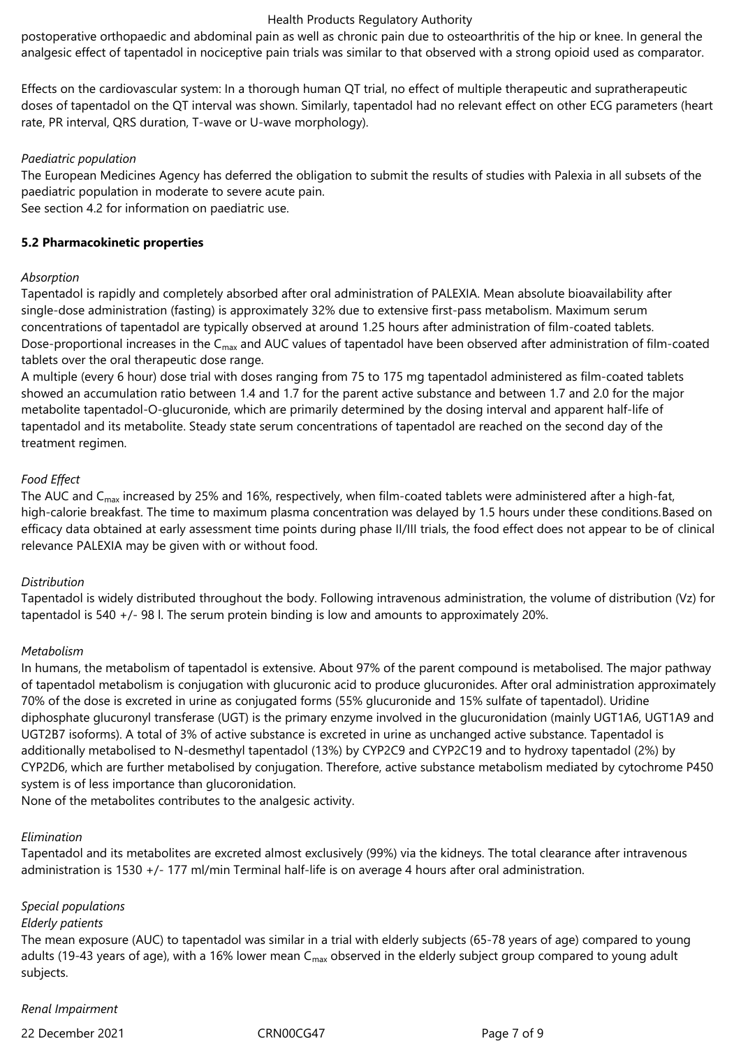postoperative orthopaedic and abdominal pain as well as chronic pain due to osteoarthritis of the hip or knee. In general the analgesic effect of tapentadol in nociceptive pain trials was similar to that observed with a strong opioid used as comparator.

Effects on the cardiovascular system: In a thorough human QT trial, no effect of multiple therapeutic and supratherapeutic doses of tapentadol on the QT interval was shown. Similarly, tapentadol had no relevant effect on other ECG parameters (heart rate, PR interval, QRS duration, T-wave or U-wave morphology).

*Paediatric population*

The European Medicines Agency has deferred the obligation to submit the results of studies with Palexia in all subsets of the paediatric population in moderate to severe acute pain.
See section 4.2 for information on paediatric use.

**5.2 Pharmacokinetic properties**

*Absorption*

Tapentadol is rapidly and completely absorbed after oral administration of PALEXIA. Mean absolute bioavailability after single-dose administration (fasting) is approximately 32% due to extensive first-pass metabolism. Maximum serum concentrations of tapentadol are typically observed at around 1.25 hours after administration of film-coated tablets. Dose-proportional increases in the $C_{max}$ and AUC values of tapentadol have been observed after administration of film-coated tablets over the oral therapeutic dose range.
A multiple (every 6 hour) dose trial with doses ranging from 75 to 175 mg tapentadol administered as film-coated tablets showed an accumulation ratio between 1.4 and 1.7 for the parent active substance and between 1.7 and 2.0 for the major metabolite tapentadol-O-glucuronide, which are primarily determined by the dosing interval and apparent half-life of tapentadol and its metabolite. Steady state serum concentrations of tapentadol are reached on the second day of the treatment regimen.

*Food Effect*

The AUC and $C_{max}$ increased by 25% and 16%, respectively, when film-coated tablets were administered after a high-fat, high-calorie breakfast. The time to maximum plasma concentration was delayed by 1.5 hours under these conditions.Based on efficacy data obtained at early assessment time points during phase II/III trials, the food effect does not appear to be of clinical relevance PALEXIA may be given with or without food.

*Distribution*

Tapentadol is widely distributed throughout the body. Following intravenous administration, the volume of distribution (Vz) for tapentadol is 540 +/- 98 l. The serum protein binding is low and amounts to approximately 20%.

*Metabolism*

In humans, the metabolism of tapentadol is extensive. About 97% of the parent compound is metabolised. The major pathway of tapentadol metabolism is conjugation with glucuronic acid to produce glucuronides. After oral administration approximately 70% of the dose is excreted in urine as conjugated forms (55% glucuronide and 15% sulfate of tapentadol). Uridine diphosphate glucuronyl transferase (UGT) is the primary enzyme involved in the glucuronidation (mainly UGT1A6, UGT1A9 and UGT2B7 isoforms). A total of 3% of active substance is excreted in urine as unchanged active substance. Tapentadol is additionally metabolised to N-desmethyl tapentadol (13%) by CYP2C9 and CYP2C19 and to hydroxy tapentadol (2%) by CYP2D6, which are further metabolised by conjugation. Therefore, active substance metabolism mediated by cytochrome P450 system is of less importance than glucoronidation.
None of the metabolites contributes to the analgesic activity.

*Elimination*

Tapentadol and its metabolites are excreted almost exclusively (99%) via the kidneys. The total clearance after intravenous administration is 1530 +/- 177 ml/min Terminal half-life is on average 4 hours after oral administration.

*Special populations*

*Elderly patients*

The mean exposure (AUC) to tapentadol was similar in a trial with elderly subjects (65-78 years of age) compared to young adults (19-43 years of age), with a 16% lower mean $C_{max}$ observed in the elderly subject group compared to young adult subjects.

*Renal Impairment*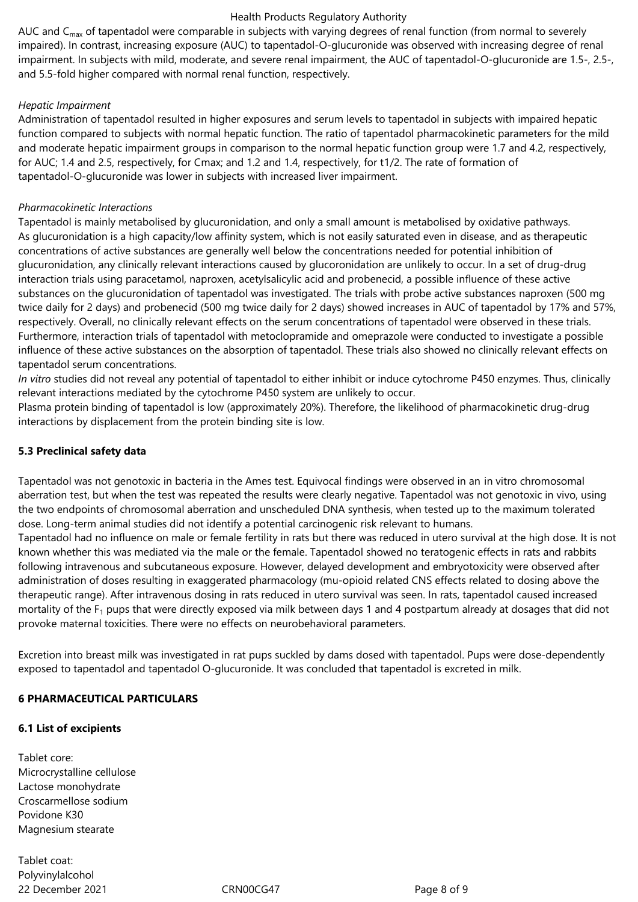AUC and $C_{max}$ of tapentadol were comparable in subjects with varying degrees of renal function (from normal to severely impaired). In contrast, increasing exposure (AUC) to tapentadol-O-glucuronide was observed with increasing degree of renal impairment. In subjects with mild, moderate, and severe renal impairment, the AUC of tapentadol-O-glucuronide are 1.5-, 2.5-, and 5.5-fold higher compared with normal renal function, respectively.

*Hepatic Impairment*

Administration of tapentadol resulted in higher exposures and serum levels to tapentadol in subjects with impaired hepatic function compared to subjects with normal hepatic function. The ratio of tapentadol pharmacokinetic parameters for the mild and moderate hepatic impairment groups in comparison to the normal hepatic function group were 1.7 and 4.2, respectively, for AUC; 1.4 and 2.5, respectively, for Cmax; and 1.2 and 1.4, respectively, for t1/2. The rate of formation of tapentadol-O-glucuronide was lower in subjects with increased liver impairment.

*Pharmacokinetic Interactions*

Tapentadol is mainly metabolised by glucuronidation, and only a small amount is metabolised by oxidative pathways. As glucuronidation is a high capacity/low affinity system, which is not easily saturated even in disease, and as therapeutic concentrations of active substances are generally well below the concentrations needed for potential inhibition of glucuronidation, any clinically relevant interactions caused by glucoronidation are unlikely to occur. In a set of drug-drug interaction trials using paracetamol, naproxen, acetylsalicylic acid and probenecid, a possible influence of these active substances on the glucuronidation of tapentadol was investigated. The trials with probe active substances naproxen (500 mg twice daily for 2 days) and probenecid (500 mg twice daily for 2 days) showed increases in AUC of tapentadol by 17% and 57%, respectively. Overall, no clinically relevant effects on the serum concentrations of tapentadol were observed in these trials. Furthermore, interaction trials of tapentadol with metoclopramide and omeprazole were conducted to investigate a possible influence of these active substances on the absorption of tapentadol. These trials also showed no clinically relevant effects on tapentadol serum concentrations.

*In vitro* studies did not reveal any potential of tapentadol to either inhibit or induce cytochrome P450 enzymes. Thus, clinically relevant interactions mediated by the cytochrome P450 system are unlikely to occur.

Plasma protein binding of tapentadol is low (approximately 20%). Therefore, the likelihood of pharmacokinetic drug-drug interactions by displacement from the protein binding site is low.

## 5.3 Preclinical safety data

Tapentadol was not genotoxic in bacteria in the Ames test. Equivocal findings were observed in an in vitro chromosomal aberration test, but when the test was repeated the results were clearly negative. Tapentadol was not genotoxic in vivo, using the two endpoints of chromosomal aberration and unscheduled DNA synthesis, when tested up to the maximum tolerated dose. Long-term animal studies did not identify a potential carcinogenic risk relevant to humans.

Tapentadol had no influence on male or female fertility in rats but there was reduced in utero survival at the high dose. It is not known whether this was mediated via the male or the female. Tapentadol showed no teratogenic effects in rats and rabbits following intravenous and subcutaneous exposure. However, delayed development and embryotoxicity were observed after administration of doses resulting in exaggerated pharmacology (mu-opioid related CNS effects related to dosing above the therapeutic range). After intravenous dosing in rats reduced in utero survival was seen. In rats, tapentadol caused increased mortality of the $F_1$ pups that were directly exposed via milk between days 1 and 4 postpartum already at dosages that did not provoke maternal toxicities. There were no effects on neurobehavioral parameters.

Excretion into breast milk was investigated in rat pups suckled by dams dosed with tapentadol. Pups were dose-dependently exposed to tapentadol and tapentadol O-glucuronide. It was concluded that tapentadol is excreted in milk.

# 6 PHARMACEUTICAL PARTICULARS

## 6.1 List of excipients

Tablet core:
Microcrystalline cellulose
Lactose monohydrate
Croscarmellose sodium
Povidone K30
Magnesium stearate

Tablet coat:
Polyvinylalcohol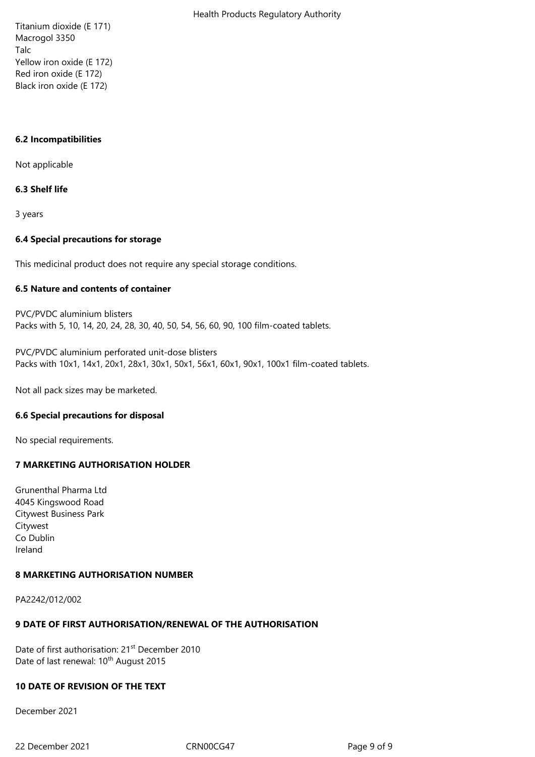Titanium dioxide (E 171)
Macrogol 3350
Talc
Yellow iron oxide (E 172)
Red iron oxide (E 172)
Black iron oxide (E 172)

### 6.2 Incompatibilities

Not applicable

### 6.3 Shelf life

3 years

### 6.4 Special precautions for storage

This medicinal product does not require any special storage conditions.

### 6.5 Nature and contents of container

PVC/PVDC aluminium blisters
Packs with 5, 10, 14, 20, 24, 28, 30, 40, 50, 54, 56, 60, 90, 100 film-coated tablets.

PVC/PVDC aluminium perforated unit-dose blisters
Packs with 10x1, 14x1, 20x1, 28x1, 30x1, 50x1, 56x1, 60x1, 90x1, 100x1 film-coated tablets.

Not all pack sizes may be marketed.

### 6.6 Special precautions for disposal

No special requirements.

## 7 MARKETING AUTHORISATION HOLDER

Grunenthal Pharma Ltd
4045 Kingswood Road
Citywest Business Park
Citywest
Co Dublin
Ireland

## 8 MARKETING AUTHORISATION NUMBER

PA2242/012/002

## 9 DATE OF FIRST AUTHORISATION/RENEWAL OF THE AUTHORISATION

Date of first authorisation: 21st December 2010
Date of last renewal: 10th August 2015

## 10 DATE OF REVISION OF THE TEXT

December 2021